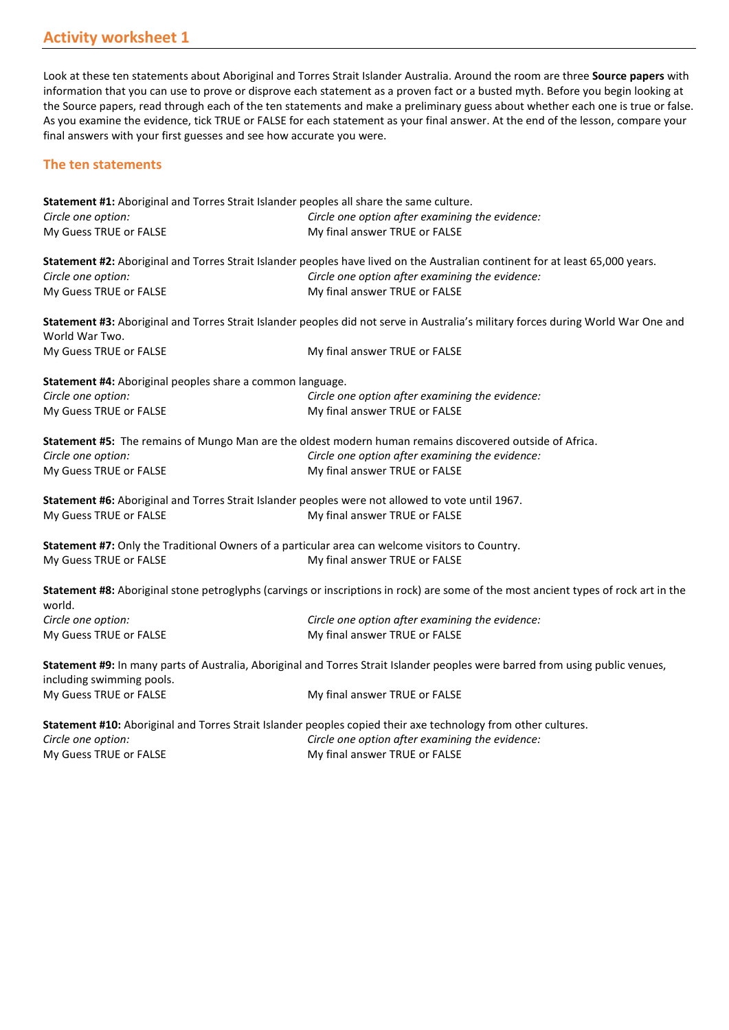## Activity worksheet 1

Look at these ten statements about Aboriginal and Torres Strait Islander Australia. Around the room are three **Source papers** with information that you can use to prove or disprove each statement as a proven fact or a busted myth. Before you begin looking at the Source papers, read through each of the ten statements and make a preliminary guess about whether each one is true or false. As you examine the evidence, tick TRUE or FALSE for each statement as your final answer. At the end of the lesson, compare your final answers with your first guesses and see how accurate you were.

### The ten statements

**Statement #1:** Aboriginal and Torres Strait Islander peoples all share the same culture.

*Circle one option:* My Guess TRUE or FALSE

*Circle one option after examining the evidence:* My final answer TRUE or FALSE

**Statement #2:** Aboriginal and Torres Strait Islander peoples have lived on the Australian continent for at least 65,000 years.

*Circle one option:* My Guess TRUE or FALSE

*Circle one option after examining the evidence:* My final answer TRUE or FALSE

**Statement #3:** Aboriginal and Torres Strait Islander peoples did not serve in Australia's military forces during World War One and World War Two.

My Guess TRUE or FALSE

My final answer TRUE or FALSE

**Statement #4:** Aboriginal peoples share a common language.

*Circle one option:* My Guess TRUE or FALSE

*Circle one option after examining the evidence:* My final answer TRUE or FALSE

**Statement #5:** The remains of Mungo Man are the oldest modern human remains discovered outside of Africa.

*Circle one option:* My Guess TRUE or FALSE

*Circle one option after examining the evidence:* My final answer TRUE or FALSE

**Statement #6:** Aboriginal and Torres Strait Islander peoples were not allowed to vote until 1967.

My Guess TRUE or FALSE

My final answer TRUE or FALSE

**Statement #7:** Only the Traditional Owners of a particular area can welcome visitors to Country.

My Guess TRUE or FALSE

My final answer TRUE or FALSE

**Statement #8:** Aboriginal stone petroglyphs (carvings or inscriptions in rock) are some of the most ancient types of rock art in the world.

*Circle one option:* My Guess TRUE or FALSE

*Circle one option after examining the evidence:* My final answer TRUE or FALSE

**Statement #9:** In many parts of Australia, Aboriginal and Torres Strait Islander peoples were barred from using public venues, including swimming pools.

My Guess TRUE or FALSE

My final answer TRUE or FALSE

**Statement #10:** Aboriginal and Torres Strait Islander peoples copied their axe technology from other cultures.

*Circle one option:* My Guess TRUE or FALSE

*Circle one option after examining the evidence:* My final answer TRUE or FALSE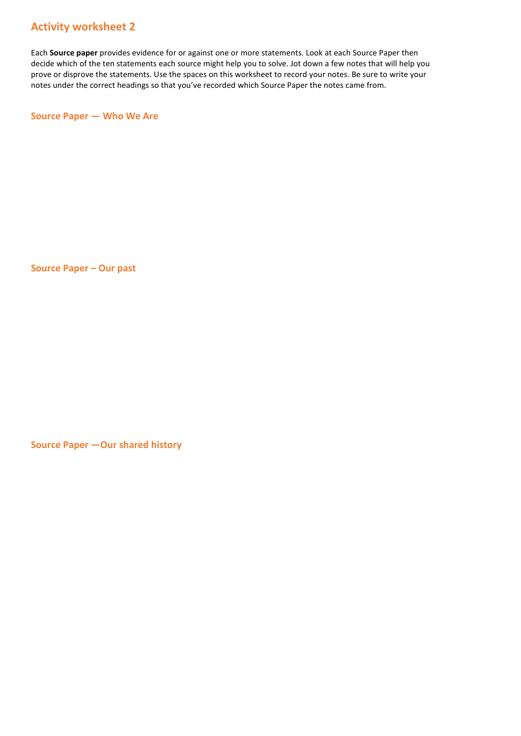## Activity worksheet 2

Each **Source paper** provides evidence for or against one or more statements. Look at each Source Paper then decide which of the ten statements each source might help you to solve. Jot down a few notes that will help you prove or disprove the statements. Use the spaces on this worksheet to record your notes. Be sure to write your notes under the correct headings so that you've recorded which Source Paper the notes came from.

### Source Paper — Who We Are

### Source Paper – Our past

### Source Paper —Our shared history